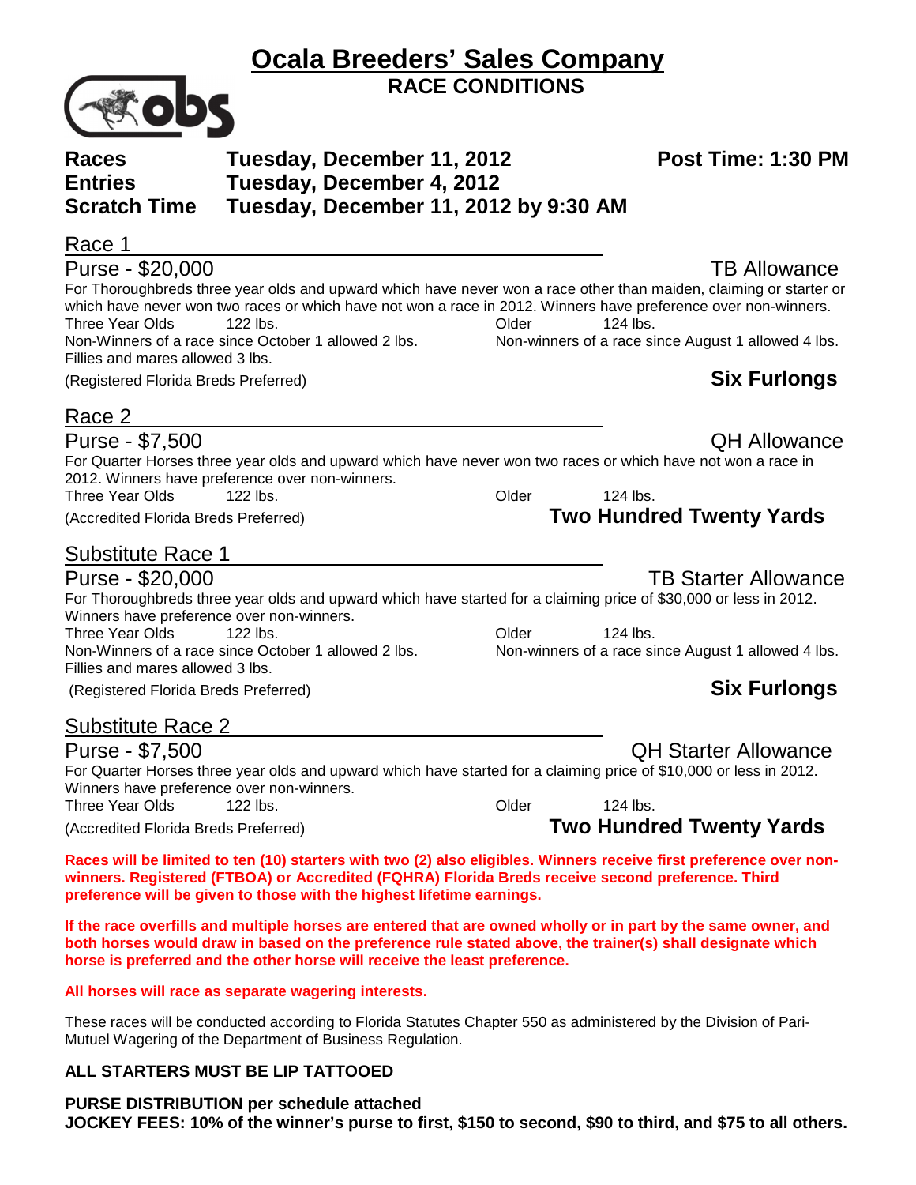# Ocala Breeders' Sales Company

## RACE CONDITIONS

**Races** Tuesday, December 11, 2012 **Post Time: 1:30 PM**
**Entries** Tuesday, December 4, 2012
**Scratch Time** Tuesday, December 11, 2012 by 9:30 AM

### Race 1

Purse - $20,000 TB Allowance

For Thoroughbreds three year olds and upward which have never won a race other than maiden, claiming or starter or which have never won two races or which have not won a race in 2012. Winners have preference over non-winners.

Three Year Olds 122 lbs. Older 124 lbs.

Non-Winners of a race since October 1 allowed 2 lbs. Non-winners of a race since August 1 allowed 4 lbs.

Fillies and mares allowed 3 lbs.

(Registered Florida Breds Preferred) **Six Furlongs**

### Race 2

Purse - $7,500 QH Allowance

For Quarter Horses three year olds and upward which have never won two races or which have not won a race in 2012. Winners have preference over non-winners.

Three Year Olds 122 lbs. Older 124 lbs.

(Accredited Florida Breds Preferred) **Two Hundred Twenty Yards**

### Substitute Race 1

Purse - $20,000 TB Starter Allowance

For Thoroughbreds three year olds and upward which have started for a claiming price of $30,000 or less in 2012. Winners have preference over non-winners.

Three Year Olds 122 lbs. Older 124 lbs.

Non-Winners of a race since October 1 allowed 2 lbs. Non-winners of a race since August 1 allowed 4 lbs.

Fillies and mares allowed 3 lbs.

(Registered Florida Breds Preferred) **Six Furlongs**

### Substitute Race 2

Purse - $7,500 QH Starter Allowance

For Quarter Horses three year olds and upward which have started for a claiming price of $10,000 or less in 2012. Winners have preference over non-winners.

Three Year Olds 122 lbs. Older 124 lbs.

(Accredited Florida Breds Preferred) **Two Hundred Twenty Yards**

**Races will be limited to ten (10) starters with two (2) also eligibles. Winners receive first preference over non-winners. Registered (FTBOA) or Accredited (FQHRA) Florida Breds receive second preference. Third preference will be given to those with the highest lifetime earnings.**

**If the race overfills and multiple horses are entered that are owned wholly or in part by the same owner, and both horses would draw in based on the preference rule stated above, the trainer(s) shall designate which horse is preferred and the other horse will receive the least preference.**

**All horses will race as separate wagering interests.**

These races will be conducted according to Florida Statutes Chapter 550 as administered by the Division of Pari-Mutuel Wagering of the Department of Business Regulation.

**ALL STARTERS MUST BE LIP TATTOOED**

**PURSE DISTRIBUTION per schedule attached**
**JOCKEY FEES: 10% of the winner's purse to first, $150 to second, $90 to third, and $75 to all others.**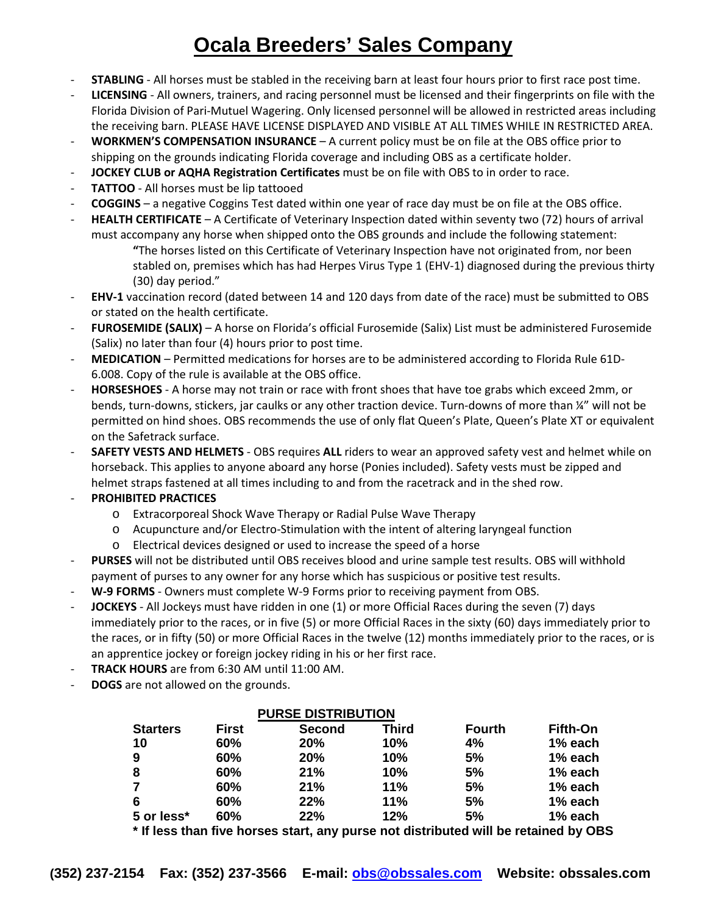# Ocala Breeders' Sales Company

- **STABLING** - All horses must be stabled in the receiving barn at least four hours prior to first race post time.
- **LICENSING** - All owners, trainers, and racing personnel must be licensed and their fingerprints on file with the Florida Division of Pari-Mutuel Wagering. Only licensed personnel will be allowed in restricted areas including the receiving barn. PLEASE HAVE LICENSE DISPLAYED AND VISIBLE AT ALL TIMES WHILE IN RESTRICTED AREA.
- **WORKMEN'S COMPENSATION INSURANCE** – A current policy must be on file at the OBS office prior to shipping on the grounds indicating Florida coverage and including OBS as a certificate holder.
- **JOCKEY CLUB or AQHA Registration Certificates** must be on file with OBS to in order to race.
- **TATTOO** - All horses must be lip tattooed
- **COGGINS** – a negative Coggins Test dated within one year of race day must be on file at the OBS office.
- **HEALTH CERTIFICATE** – A Certificate of Veterinary Inspection dated within seventy two (72) hours of arrival must accompany any horse when shipped onto the OBS grounds and include the following statement:

  **"**The horses listed on this Certificate of Veterinary Inspection have not originated from, nor been stabled on, premises which has had Herpes Virus Type 1 (EHV-1) diagnosed during the previous thirty (30) day period."
- **EHV-1** vaccination record (dated between 14 and 120 days from date of the race) must be submitted to OBS or stated on the health certificate.
- **FUROSEMIDE (SALIX)** – A horse on Florida's official Furosemide (Salix) List must be administered Furosemide (Salix) no later than four (4) hours prior to post time.
- **MEDICATION** – Permitted medications for horses are to be administered according to Florida Rule 61D-6.008. Copy of the rule is available at the OBS office.
- **HORSESHOES** - A horse may not train or race with front shoes that have toe grabs which exceed 2mm, or bends, turn-downs, stickers, jar caulks or any other traction device. Turn-downs of more than ¼" will not be permitted on hind shoes. OBS recommends the use of only flat Queen's Plate, Queen's Plate XT or equivalent on the Safetrack surface.
- **SAFETY VESTS AND HELMETS** - OBS requires **ALL** riders to wear an approved safety vest and helmet while on horseback. This applies to anyone aboard any horse (Ponies included). Safety vests must be zipped and helmet straps fastened at all times including to and from the racetrack and in the shed row.
- **PROHIBITED PRACTICES**
  - Extracorporeal Shock Wave Therapy or Radial Pulse Wave Therapy
  - Acupuncture and/or Electro-Stimulation with the intent of altering laryngeal function
  - Electrical devices designed or used to increase the speed of a horse
- **PURSES** will not be distributed until OBS receives blood and urine sample test results. OBS will withhold payment of purses to any owner for any horse which has suspicious or positive test results.
- **W-9 FORMS** - Owners must complete W-9 Forms prior to receiving payment from OBS.
- **JOCKEYS** - All Jockeys must have ridden in one (1) or more Official Races during the seven (7) days immediately prior to the races, or in five (5) or more Official Races in the sixty (60) days immediately prior to the races, or in fifty (50) or more Official Races in the twelve (12) months immediately prior to the races, or is an apprentice jockey or foreign jockey riding in his or her first race.
- **TRACK HOURS** are from 6:30 AM until 11:00 AM.
- **DOGS** are not allowed on the grounds.

## PURSE DISTRIBUTION

| Starters | First | Second | Third | Fourth | Fifth-On |
|---|---|---|---|---|---|
| 10 | 60% | 20% | 10% | 4% | 1% each |
| 9 | 60% | 20% | 10% | 5% | 1% each |
| 8 | 60% | 21% | 10% | 5% | 1% each |
| 7 | 60% | 21% | 11% | 5% | 1% each |
| 6 | 60% | 22% | 11% | 5% | 1% each |
| 5 or less* | 60% | 22% | 12% | 5% | 1% each |

**\* If less than five horses start, any purse not distributed will be retained by OBS**

**(352) 237-2154 Fax: (352) 237-3566 E-mail: obs@obssales.com Website: obssales.com**